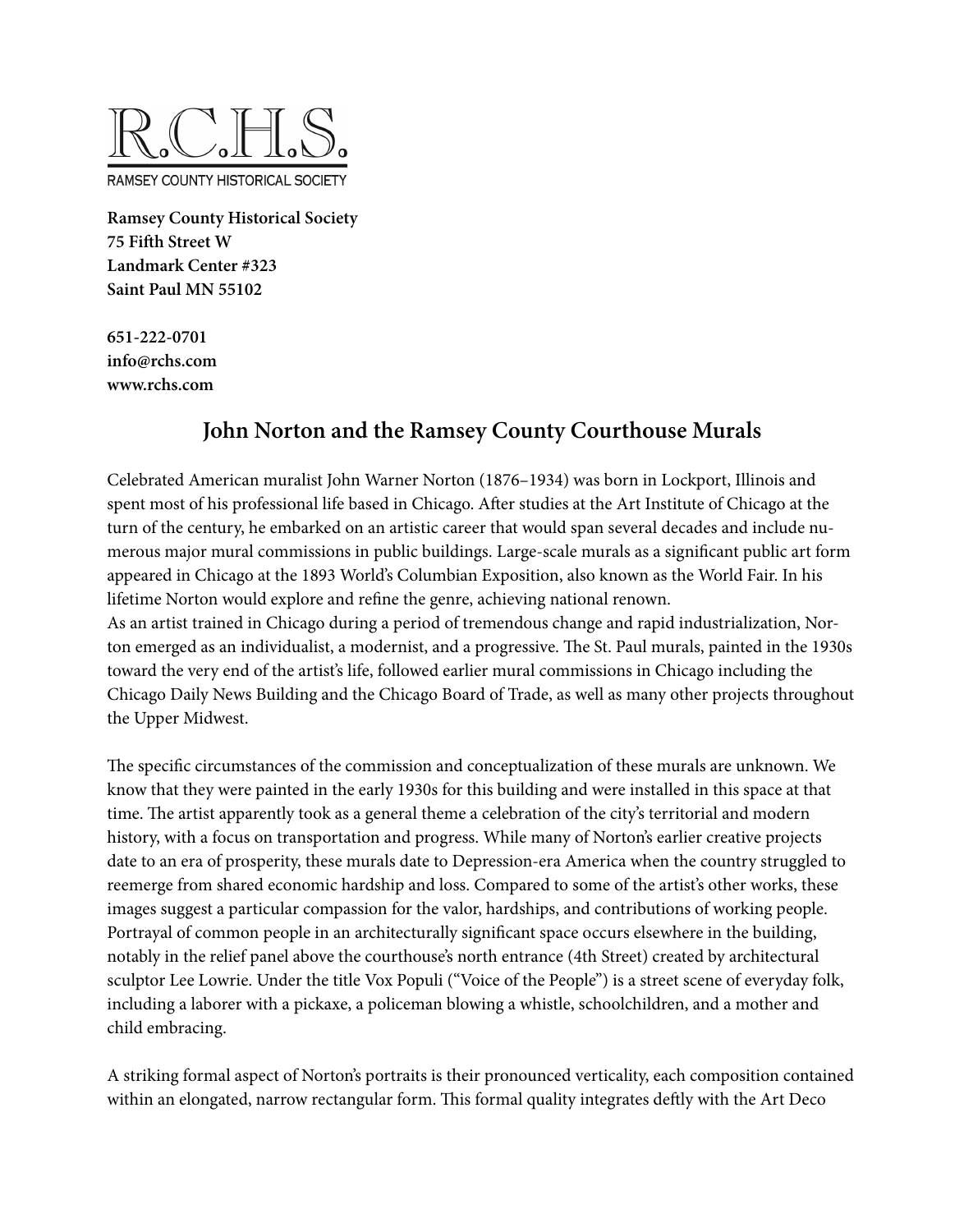R.C.H.S.

RAMSEY COUNTY HISTORICAL SOCIETY

**Ramsey County Historical Society**
**75 Fifth Street W**
**Landmark Center #323**
**Saint Paul MN 55102**

**651-222-0701**
**info@rchs.com**
**www.rchs.com**

## John Norton and the Ramsey County Courthouse Murals

Celebrated American muralist John Warner Norton (1876–1934) was born in Lockport, Illinois and spent most of his professional life based in Chicago. After studies at the Art Institute of Chicago at the turn of the century, he embarked on an artistic career that would span several decades and include numerous major mural commissions in public buildings. Large-scale murals as a significant public art form appeared in Chicago at the 1893 World's Columbian Exposition, also known as the World Fair. In his lifetime Norton would explore and refine the genre, achieving national renown.
As an artist trained in Chicago during a period of tremendous change and rapid industrialization, Norton emerged as an individualist, a modernist, and a progressive. The St. Paul murals, painted in the 1930s toward the very end of the artist's life, followed earlier mural commissions in Chicago including the Chicago Daily News Building and the Chicago Board of Trade, as well as many other projects throughout the Upper Midwest.

The specific circumstances of the commission and conceptualization of these murals are unknown. We know that they were painted in the early 1930s for this building and were installed in this space at that time. The artist apparently took as a general theme a celebration of the city's territorial and modern history, with a focus on transportation and progress. While many of Norton's earlier creative projects date to an era of prosperity, these murals date to Depression-era America when the country struggled to reemerge from shared economic hardship and loss. Compared to some of the artist's other works, these images suggest a particular compassion for the valor, hardships, and contributions of working people. Portrayal of common people in an architecturally significant space occurs elsewhere in the building, notably in the relief panel above the courthouse's north entrance (4th Street) created by architectural sculptor Lee Lowrie. Under the title Vox Populi ("Voice of the People") is a street scene of everyday folk, including a laborer with a pickaxe, a policeman blowing a whistle, schoolchildren, and a mother and child embracing.

A striking formal aspect of Norton's portraits is their pronounced verticality, each composition contained within an elongated, narrow rectangular form. This formal quality integrates deftly with the Art Deco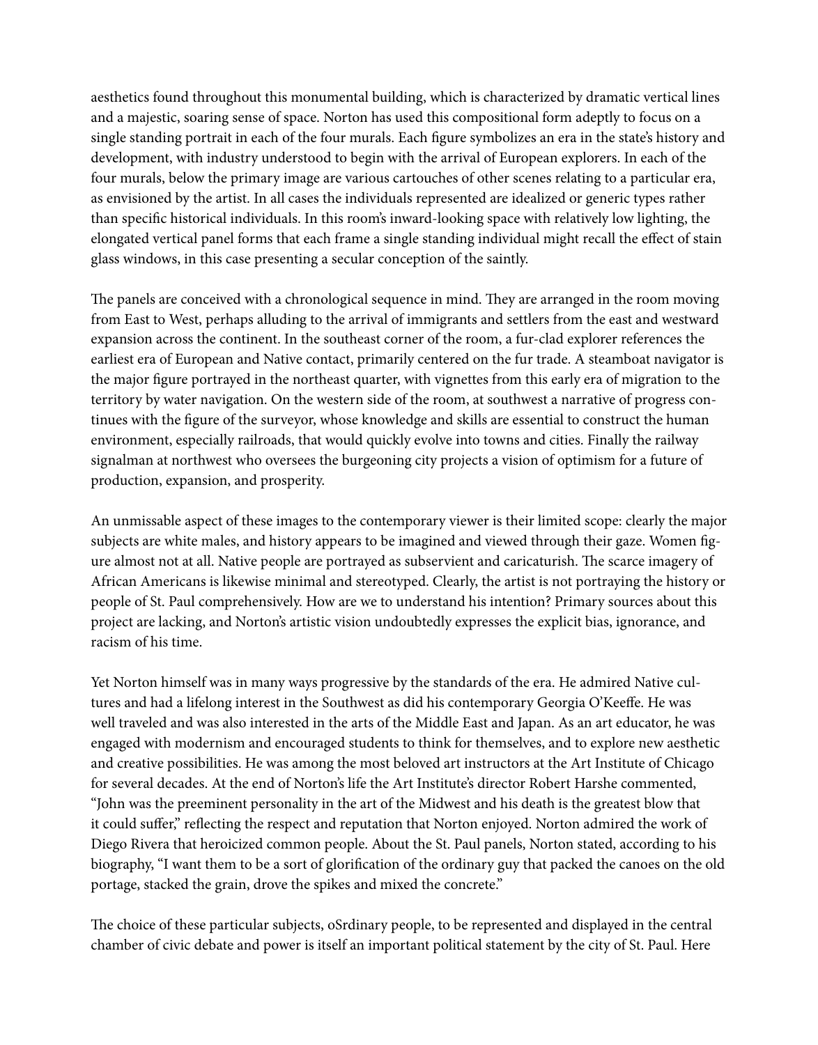aesthetics found throughout this monumental building, which is characterized by dramatic vertical lines and a majestic, soaring sense of space. Norton has used this compositional form adeptly to focus on a single standing portrait in each of the four murals. Each figure symbolizes an era in the state's history and development, with industry understood to begin with the arrival of European explorers. In each of the four murals, below the primary image are various cartouches of other scenes relating to a particular era, as envisioned by the artist. In all cases the individuals represented are idealized or generic types rather than specific historical individuals. In this room's inward-looking space with relatively low lighting, the elongated vertical panel forms that each frame a single standing individual might recall the effect of stain glass windows, in this case presenting a secular conception of the saintly.

The panels are conceived with a chronological sequence in mind. They are arranged in the room moving from East to West, perhaps alluding to the arrival of immigrants and settlers from the east and westward expansion across the continent. In the southeast corner of the room, a fur-clad explorer references the earliest era of European and Native contact, primarily centered on the fur trade. A steamboat navigator is the major figure portrayed in the northeast quarter, with vignettes from this early era of migration to the territory by water navigation. On the western side of the room, at southwest a narrative of progress continues with the figure of the surveyor, whose knowledge and skills are essential to construct the human environment, especially railroads, that would quickly evolve into towns and cities. Finally the railway signalman at northwest who oversees the burgeoning city projects a vision of optimism for a future of production, expansion, and prosperity.

An unmissable aspect of these images to the contemporary viewer is their limited scope: clearly the major subjects are white males, and history appears to be imagined and viewed through their gaze. Women figure almost not at all. Native people are portrayed as subservient and caricaturish. The scarce imagery of African Americans is likewise minimal and stereotyped. Clearly, the artist is not portraying the history or people of St. Paul comprehensively. How are we to understand his intention? Primary sources about this project are lacking, and Norton's artistic vision undoubtedly expresses the explicit bias, ignorance, and racism of his time.

Yet Norton himself was in many ways progressive by the standards of the era. He admired Native cultures and had a lifelong interest in the Southwest as did his contemporary Georgia O'Keeffe. He was well traveled and was also interested in the arts of the Middle East and Japan. As an art educator, he was engaged with modernism and encouraged students to think for themselves, and to explore new aesthetic and creative possibilities. He was among the most beloved art instructors at the Art Institute of Chicago for several decades. At the end of Norton's life the Art Institute's director Robert Harshe commented, "John was the preeminent personality in the art of the Midwest and his death is the greatest blow that it could suffer," reflecting the respect and reputation that Norton enjoyed. Norton admired the work of Diego Rivera that heroicized common people. About the St. Paul panels, Norton stated, according to his biography, "I want them to be a sort of glorification of the ordinary guy that packed the canoes on the old portage, stacked the grain, drove the spikes and mixed the concrete."

The choice of these particular subjects, oSrdinary people, to be represented and displayed in the central chamber of civic debate and power is itself an important political statement by the city of St. Paul. Here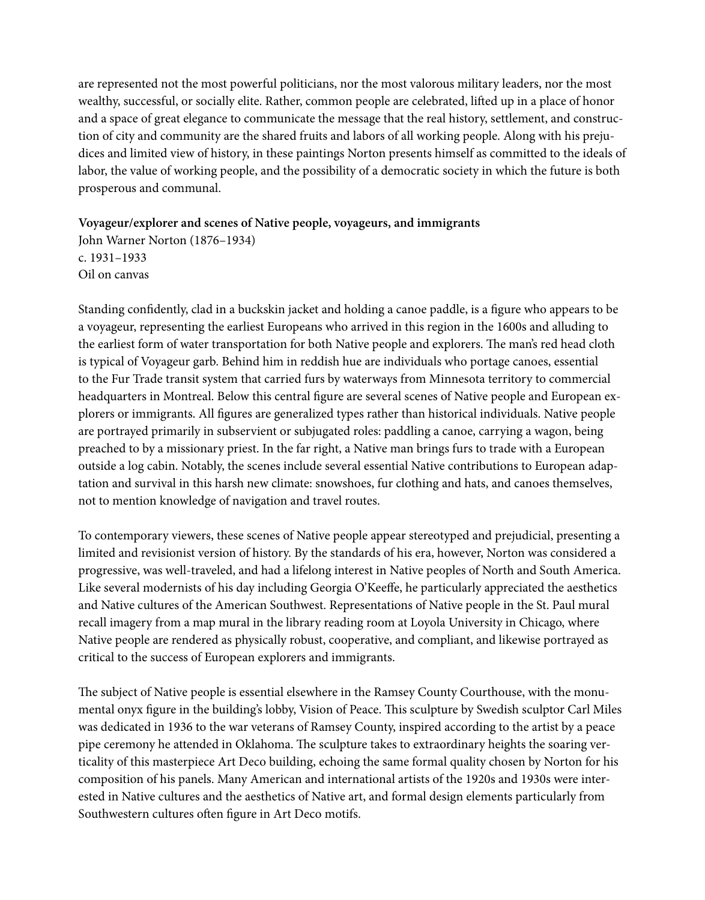are represented not the most powerful politicians, nor the most valorous military leaders, nor the most wealthy, successful, or socially elite. Rather, common people are celebrated, lifted up in a place of honor and a space of great elegance to communicate the message that the real history, settlement, and construction of city and community are the shared fruits and labors of all working people. Along with his prejudices and limited view of history, in these paintings Norton presents himself as committed to the ideals of labor, the value of working people, and the possibility of a democratic society in which the future is both prosperous and communal.

**Voyageur/explorer and scenes of Native people, voyageurs, and immigrants**
John Warner Norton (1876–1934)
c. 1931–1933
Oil on canvas

Standing confidently, clad in a buckskin jacket and holding a canoe paddle, is a figure who appears to be a voyageur, representing the earliest Europeans who arrived in this region in the 1600s and alluding to the earliest form of water transportation for both Native people and explorers. The man's red head cloth is typical of Voyageur garb. Behind him in reddish hue are individuals who portage canoes, essential to the Fur Trade transit system that carried furs by waterways from Minnesota territory to commercial headquarters in Montreal. Below this central figure are several scenes of Native people and European explorers or immigrants. All figures are generalized types rather than historical individuals. Native people are portrayed primarily in subservient or subjugated roles: paddling a canoe, carrying a wagon, being preached to by a missionary priest. In the far right, a Native man brings furs to trade with a European outside a log cabin. Notably, the scenes include several essential Native contributions to European adaptation and survival in this harsh new climate: snowshoes, fur clothing and hats, and canoes themselves, not to mention knowledge of navigation and travel routes.

To contemporary viewers, these scenes of Native people appear stereotyped and prejudicial, presenting a limited and revisionist version of history. By the standards of his era, however, Norton was considered a progressive, was well-traveled, and had a lifelong interest in Native peoples of North and South America. Like several modernists of his day including Georgia O'Keeffe, he particularly appreciated the aesthetics and Native cultures of the American Southwest. Representations of Native people in the St. Paul mural recall imagery from a map mural in the library reading room at Loyola University in Chicago, where Native people are rendered as physically robust, cooperative, and compliant, and likewise portrayed as critical to the success of European explorers and immigrants.

The subject of Native people is essential elsewhere in the Ramsey County Courthouse, with the monumental onyx figure in the building's lobby, Vision of Peace. This sculpture by Swedish sculptor Carl Miles was dedicated in 1936 to the war veterans of Ramsey County, inspired according to the artist by a peace pipe ceremony he attended in Oklahoma. The sculpture takes to extraordinary heights the soaring verticality of this masterpiece Art Deco building, echoing the same formal quality chosen by Norton for his composition of his panels. Many American and international artists of the 1920s and 1930s were interested in Native cultures and the aesthetics of Native art, and formal design elements particularly from Southwestern cultures often figure in Art Deco motifs.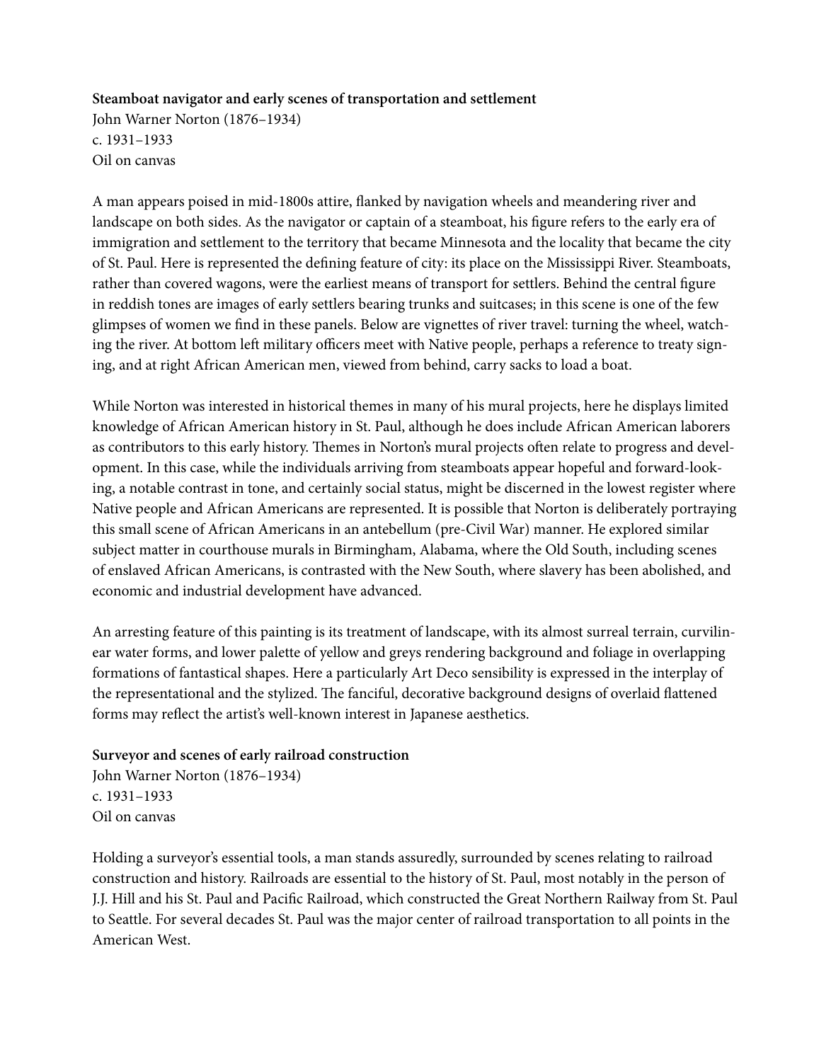**Steamboat navigator and early scenes of transportation and settlement**
John Warner Norton (1876–1934)
c. 1931–1933
Oil on canvas

A man appears poised in mid-1800s attire, flanked by navigation wheels and meandering river and landscape on both sides. As the navigator or captain of a steamboat, his figure refers to the early era of immigration and settlement to the territory that became Minnesota and the locality that became the city of St. Paul. Here is represented the defining feature of city: its place on the Mississippi River. Steamboats, rather than covered wagons, were the earliest means of transport for settlers. Behind the central figure in reddish tones are images of early settlers bearing trunks and suitcases; in this scene is one of the few glimpses of women we find in these panels. Below are vignettes of river travel: turning the wheel, watching the river. At bottom left military officers meet with Native people, perhaps a reference to treaty signing, and at right African American men, viewed from behind, carry sacks to load a boat.

While Norton was interested in historical themes in many of his mural projects, here he displays limited knowledge of African American history in St. Paul, although he does include African American laborers as contributors to this early history. Themes in Norton's mural projects often relate to progress and development. In this case, while the individuals arriving from steamboats appear hopeful and forward-looking, a notable contrast in tone, and certainly social status, might be discerned in the lowest register where Native people and African Americans are represented. It is possible that Norton is deliberately portraying this small scene of African Americans in an antebellum (pre-Civil War) manner. He explored similar subject matter in courthouse murals in Birmingham, Alabama, where the Old South, including scenes of enslaved African Americans, is contrasted with the New South, where slavery has been abolished, and economic and industrial development have advanced.

An arresting feature of this painting is its treatment of landscape, with its almost surreal terrain, curvilinear water forms, and lower palette of yellow and greys rendering background and foliage in overlapping formations of fantastical shapes. Here a particularly Art Deco sensibility is expressed in the interplay of the representational and the stylized. The fanciful, decorative background designs of overlaid flattened forms may reflect the artist's well-known interest in Japanese aesthetics.

**Surveyor and scenes of early railroad construction**
John Warner Norton (1876–1934)
c. 1931–1933
Oil on canvas

Holding a surveyor's essential tools, a man stands assuredly, surrounded by scenes relating to railroad construction and history. Railroads are essential to the history of St. Paul, most notably in the person of J.J. Hill and his St. Paul and Pacific Railroad, which constructed the Great Northern Railway from St. Paul to Seattle. For several decades St. Paul was the major center of railroad transportation to all points in the American West.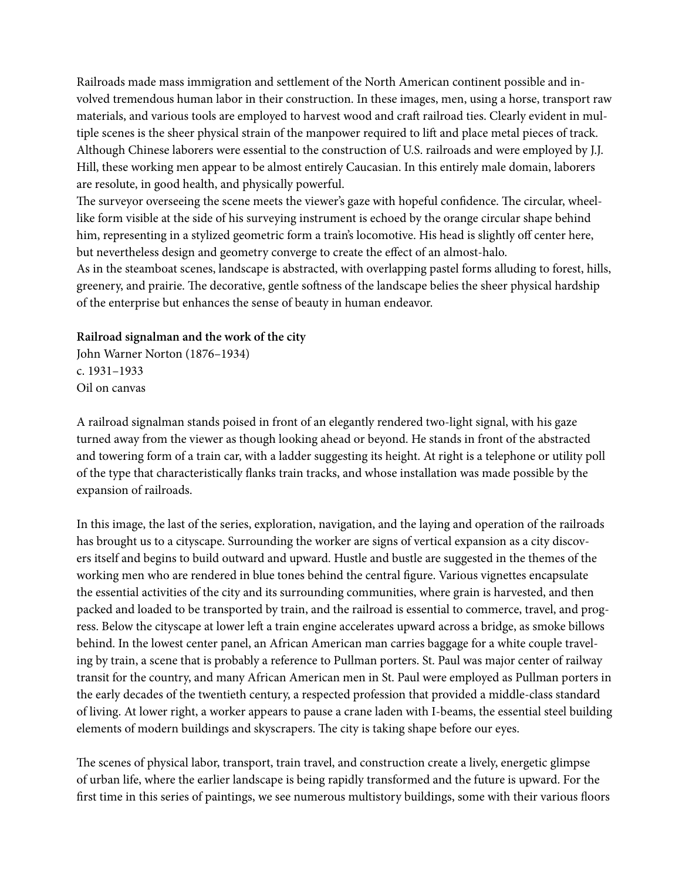Railroads made mass immigration and settlement of the North American continent possible and involved tremendous human labor in their construction. In these images, men, using a horse, transport raw materials, and various tools are employed to harvest wood and craft railroad ties. Clearly evident in multiple scenes is the sheer physical strain of the manpower required to lift and place metal pieces of track. Although Chinese laborers were essential to the construction of U.S. railroads and were employed by J.J. Hill, these working men appear to be almost entirely Caucasian. In this entirely male domain, laborers are resolute, in good health, and physically powerful.

The surveyor overseeing the scene meets the viewer's gaze with hopeful confidence. The circular, wheel-like form visible at the side of his surveying instrument is echoed by the orange circular shape behind him, representing in a stylized geometric form a train's locomotive. His head is slightly off center here, but nevertheless design and geometry converge to create the effect of an almost-halo.

As in the steamboat scenes, landscape is abstracted, with overlapping pastel forms alluding to forest, hills, greenery, and prairie. The decorative, gentle softness of the landscape belies the sheer physical hardship of the enterprise but enhances the sense of beauty in human endeavor.

**Railroad signalman and the work of the city**
John Warner Norton (1876–1934)
c. 1931–1933
Oil on canvas

A railroad signalman stands poised in front of an elegantly rendered two-light signal, with his gaze turned away from the viewer as though looking ahead or beyond. He stands in front of the abstracted and towering form of a train car, with a ladder suggesting its height. At right is a telephone or utility poll of the type that characteristically flanks train tracks, and whose installation was made possible by the expansion of railroads.

In this image, the last of the series, exploration, navigation, and the laying and operation of the railroads has brought us to a cityscape. Surrounding the worker are signs of vertical expansion as a city discovers itself and begins to build outward and upward. Hustle and bustle are suggested in the themes of the working men who are rendered in blue tones behind the central figure. Various vignettes encapsulate the essential activities of the city and its surrounding communities, where grain is harvested, and then packed and loaded to be transported by train, and the railroad is essential to commerce, travel, and progress. Below the cityscape at lower left a train engine accelerates upward across a bridge, as smoke billows behind. In the lowest center panel, an African American man carries baggage for a white couple traveling by train, a scene that is probably a reference to Pullman porters. St. Paul was major center of railway transit for the country, and many African American men in St. Paul were employed as Pullman porters in the early decades of the twentieth century, a respected profession that provided a middle-class standard of living. At lower right, a worker appears to pause a crane laden with I-beams, the essential steel building elements of modern buildings and skyscrapers. The city is taking shape before our eyes.

The scenes of physical labor, transport, train travel, and construction create a lively, energetic glimpse of urban life, where the earlier landscape is being rapidly transformed and the future is upward. For the first time in this series of paintings, we see numerous multistory buildings, some with their various floors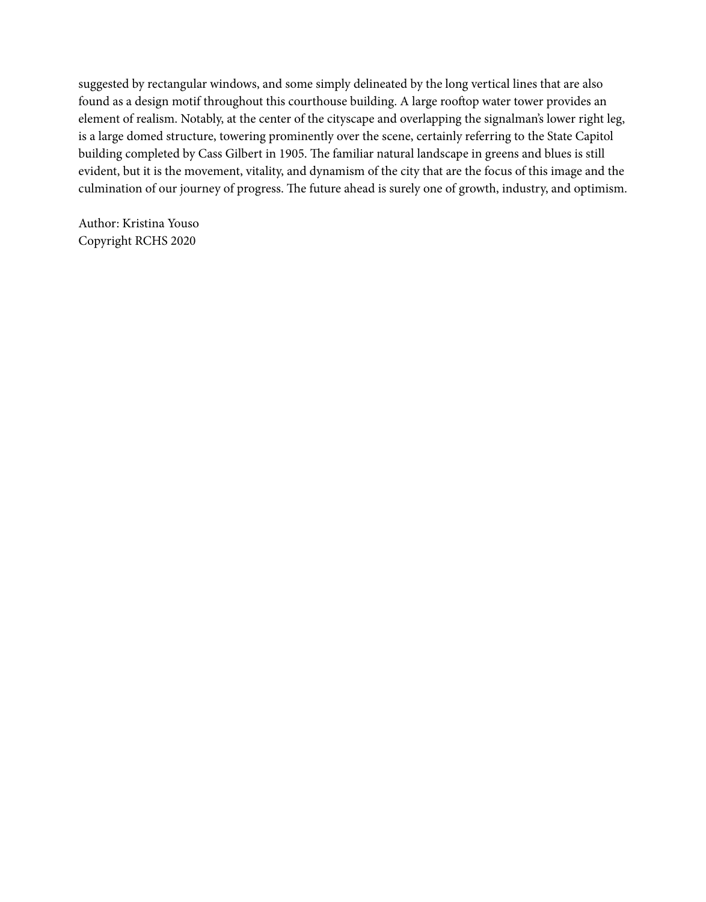suggested by rectangular windows, and some simply delineated by the long vertical lines that are also found as a design motif throughout this courthouse building. A large rooftop water tower provides an element of realism. Notably, at the center of the cityscape and overlapping the signalman's lower right leg, is a large domed structure, towering prominently over the scene, certainly referring to the State Capitol building completed by Cass Gilbert in 1905. The familiar natural landscape in greens and blues is still evident, but it is the movement, vitality, and dynamism of the city that are the focus of this image and the culmination of our journey of progress. The future ahead is surely one of growth, industry, and optimism.

Author: Kristina Youso
Copyright RCHS 2020